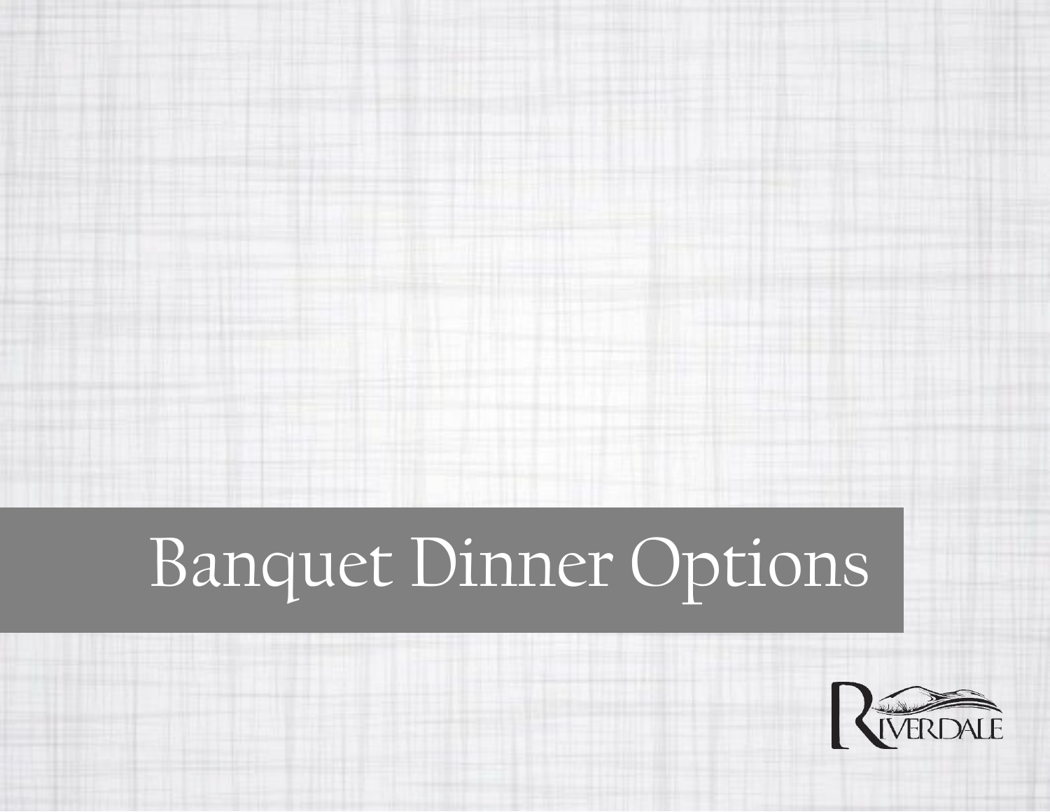# Banquet Dinner Options

RIVERDALE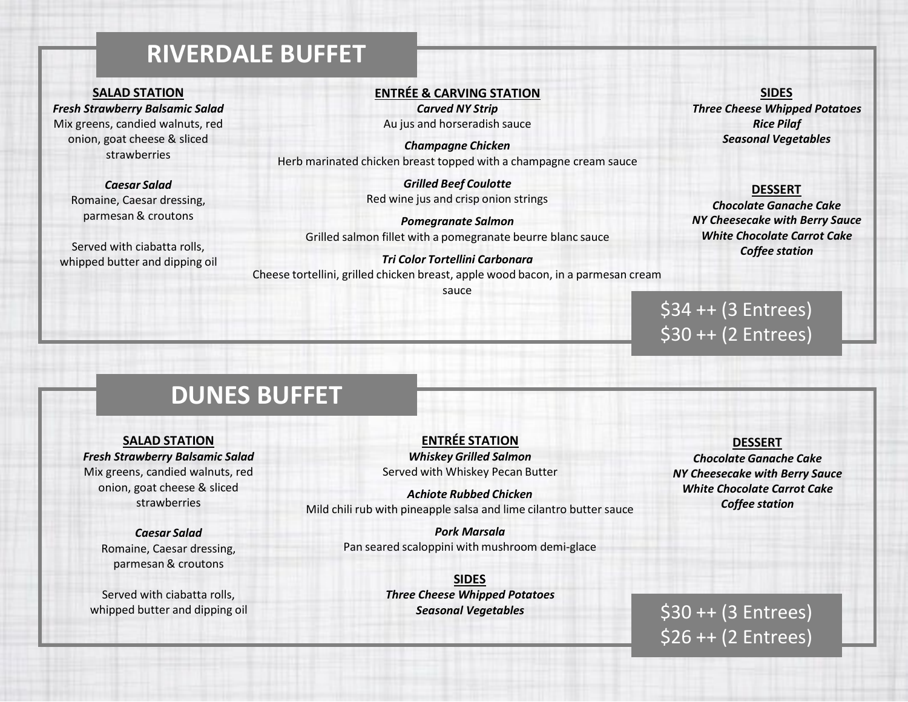# RIVERDALE BUFFET

### SALAD STATION

***Fresh Strawberry Balsamic Salad***
Mix greens, candied walnuts, red onion, goat cheese & sliced strawberries

***Caesar Salad***
Romaine, Caesar dressing, parmesan & croutons

Served with ciabatta rolls, whipped butter and dipping oil

### ENTRÉE & CARVING STATION

***Carved NY Strip***
Au jus and horseradish sauce

***Champagne Chicken***
Herb marinated chicken breast topped with a champagne cream sauce

***Grilled Beef Coulotte***
Red wine jus and crisp onion strings

***Pomegranate Salmon***
Grilled salmon fillet with a pomegranate beurre blanc sauce

***Tri Color Tortellini Carbonara***
Cheese tortellini, grilled chicken breast, apple wood bacon, in a parmesan cream sauce

### SIDES

***Three Cheese Whipped Potatoes***
***Rice Pilaf***
***Seasonal Vegetables***

### DESSERT

***Chocolate Ganache Cake***
***NY Cheesecake with Berry Sauce***
***White Chocolate Carrot Cake***
***Coffee station***

$34 ++ (3 Entrees)
$30 ++ (2 Entrees)

# DUNES BUFFET

### SALAD STATION

***Fresh Strawberry Balsamic Salad***
Mix greens, candied walnuts, red onion, goat cheese & sliced strawberries

***Caesar Salad***
Romaine, Caesar dressing, parmesan & croutons

Served with ciabatta rolls, whipped butter and dipping oil

### ENTRÉE STATION

***Whiskey Grilled Salmon***
Served with Whiskey Pecan Butter

***Achiote Rubbed Chicken***
Mild chili rub with pineapple salsa and lime cilantro butter sauce

***Pork Marsala***
Pan seared scaloppini with mushroom demi-glace

### SIDES

***Three Cheese Whipped Potatoes***
***Seasonal Vegetables***

### DESSERT

***Chocolate Ganache Cake***
***NY Cheesecake with Berry Sauce***
***White Chocolate Carrot Cake***
***Coffee station***

$30 ++ (3 Entrees)
$26 ++ (2 Entrees)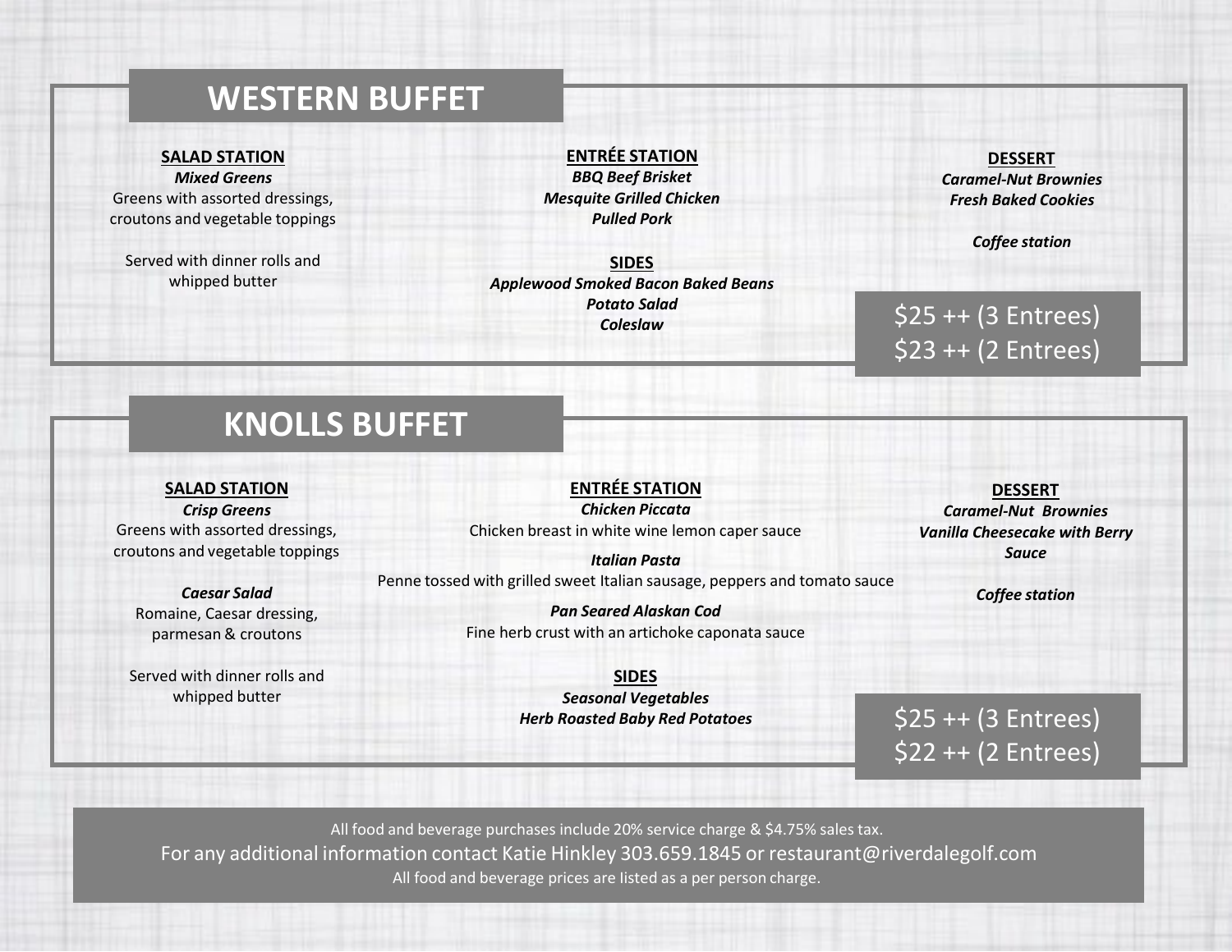## WESTERN BUFFET

### SALAD STATION

***Mixed Greens***

Greens with assorted dressings, croutons and vegetable toppings

Served with dinner rolls and whipped butter

### ENTRÉE STATION

***BBQ Beef Brisket***

***Mesquite Grilled Chicken***

***Pulled Pork***

### SIDES

***Applewood Smoked Bacon Baked Beans***

***Potato Salad***

***Coleslaw***

### DESSERT

***Caramel-Nut Brownies***

***Fresh Baked Cookies***

***Coffee station***

$25 ++ (3 Entrees)

$23 ++ (2 Entrees)

## KNOLLS BUFFET

### SALAD STATION

***Crisp Greens***

Greens with assorted dressings, croutons and vegetable toppings

***Caesar Salad***

Romaine, Caesar dressing, parmesan & croutons

Served with dinner rolls and whipped butter

### ENTRÉE STATION

***Chicken Piccata***

Chicken breast in white wine lemon caper sauce

***Italian Pasta***

Penne tossed with grilled sweet Italian sausage, peppers and tomato sauce

***Pan Seared Alaskan Cod***

Fine herb crust with an artichoke caponata sauce

### SIDES

***Seasonal Vegetables***

***Herb Roasted Baby Red Potatoes***

### DESSERT

***Caramel-Nut Brownies***

***Vanilla Cheesecake with Berry Sauce***

***Coffee station***

$25 ++ (3 Entrees)

$22 ++ (2 Entrees)

All food and beverage purchases include 20% service charge & $4.75% sales tax.

For any additional information contact Katie Hinkley 303.659.1845 or restaurant@riverdalegolf.com

All food and beverage prices are listed as a per person charge.